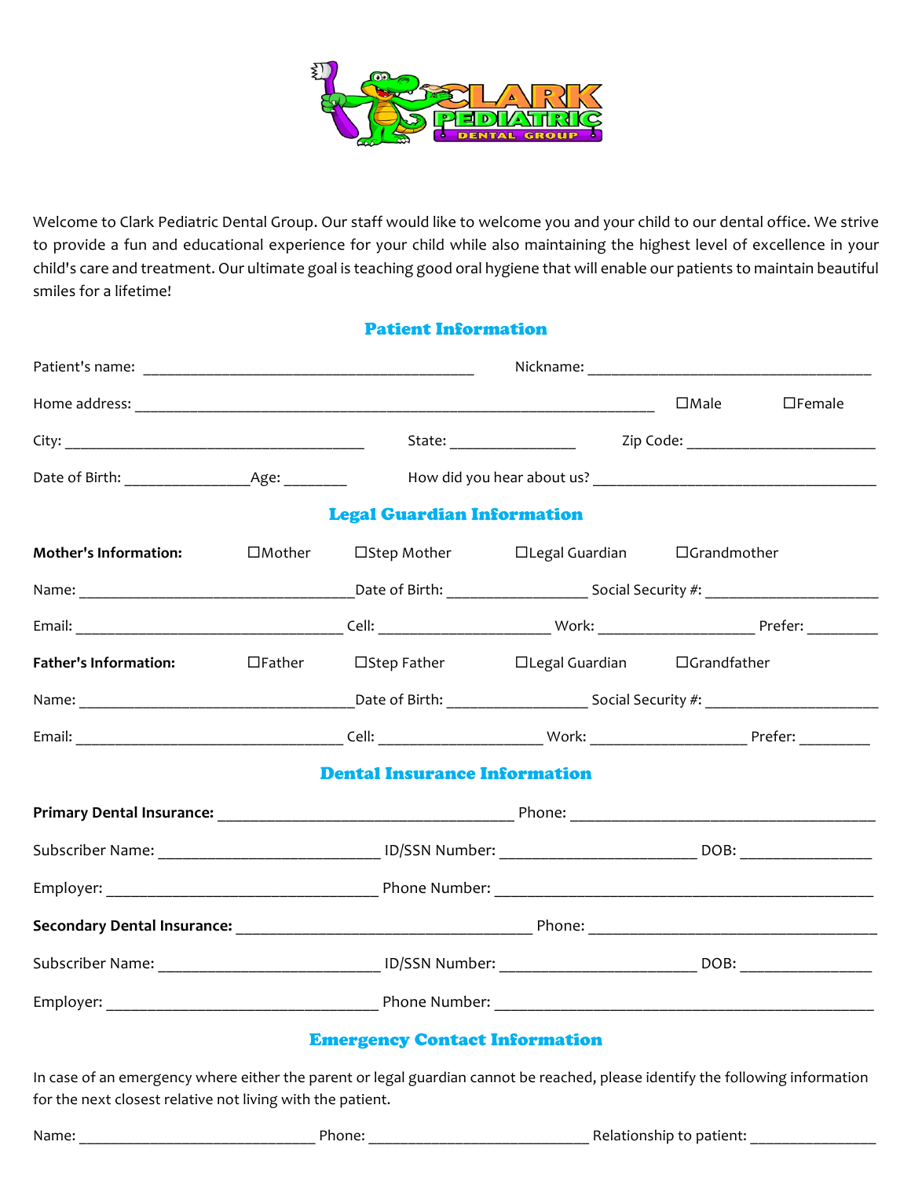Welcome to Clark Pediatric Dental Group. Our staff would like to welcome you and your child to our dental office. We strive to provide a fun and educational experience for your child while also maintaining the highest level of excellence in your child's care and treatment. Our ultimate goal is teaching good oral hygiene that will enable our patients to maintain beautiful smiles for a lifetime!

## Patient Information

Patient's name: ____________________________________________ Nickname: _____________________________________

Home address: _____________________________________________________________________ ☐Male ☐Female

City: _______________________________________ State: ________________ Zip Code: ________________________

Date of Birth: ________________Age: ________ How did you hear about us? _____________________________________

## Legal Guardian Information

**Mother's Information:** ☐Mother ☐Step Mother ☐Legal Guardian ☐Grandmother

Name: ____________________________________Date of Birth: __________________ Social Security #: _______________________

Email: ___________________________________ Cell: ______________________ Work: ____________________ Prefer: _________

**Father's Information:** ☐Father ☐Step Father ☐Legal Guardian ☐Grandfather

Name: ____________________________________Date of Birth: __________________ Social Security #: _______________________

Email: ___________________________________ Cell: _____________________ Work: ____________________ Prefer: _________

## Dental Insurance Information

**Primary Dental Insurance:** _______________________________________ Phone: ________________________________________

Subscriber Name: _____________________________ ID/SSN Number: __________________________ DOB: _________________

Employer: ___________________________________ Phone Number: __________________________________________________

**Secondary Dental Insurance:** _______________________________________ Phone: ______________________________________

Subscriber Name: _____________________________ ID/SSN Number: __________________________ DOB: _________________

Employer: ___________________________________ Phone Number: __________________________________________________

## Emergency Contact Information

In case of an emergency where either the parent or legal guardian cannot be reached, please identify the following information for the next closest relative not living with the patient.

Name: _______________________________ Phone: _____________________________ Relationship to patient: ________________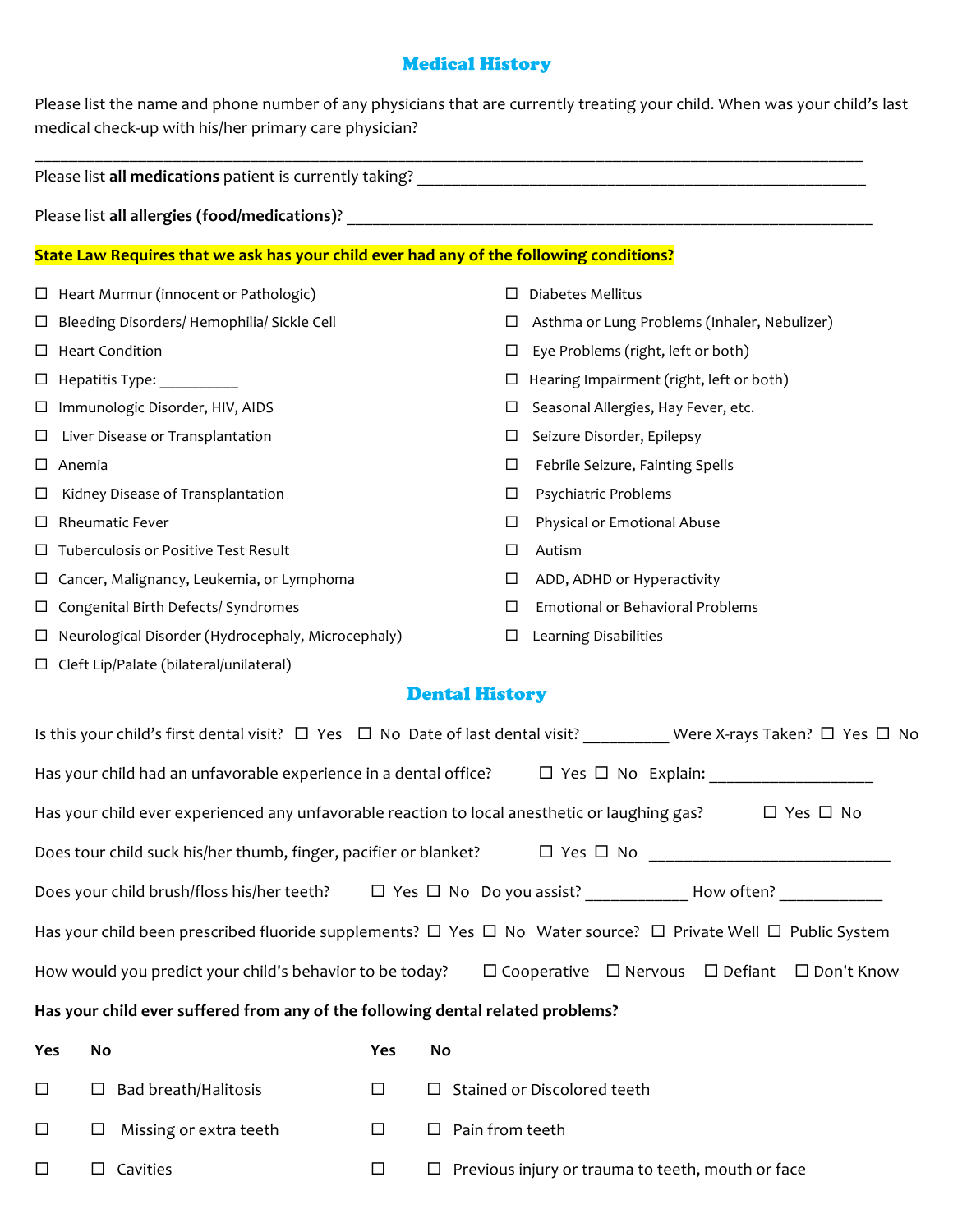## Medical History

Please list the name and phone number of any physicians that are currently treating your child. When was your child's last medical check-up with his/her primary care physician?

_______________________________________________________________________________________________

Please list **all medications** patient is currently taking? _________________________________________________

Please list **all allergies (food/medications)**? _____________________________________________________________

**State Law Requires that we ask has your child ever had any of the following conditions?**

- ☐ Heart Murmur (innocent or Pathologic)
- ☐ Bleeding Disorders/ Hemophilia/ Sickle Cell
- ☐ Heart Condition
- ☐ Hepatitis Type: __________
- ☐ Immunologic Disorder, HIV, AIDS
- ☐ Liver Disease or Transplantation
- ☐ Anemia
- ☐ Kidney Disease of Transplantation
- ☐ Rheumatic Fever
- ☐ Tuberculosis or Positive Test Result
- ☐ Cancer, Malignancy, Leukemia, or Lymphoma
- ☐ Congenital Birth Defects/ Syndromes
- ☐ Neurological Disorder (Hydrocephaly, Microcephaly)
- ☐ Cleft Lip/Palate (bilateral/unilateral)
- ☐ Diabetes Mellitus
- ☐ Asthma or Lung Problems (Inhaler, Nebulizer)
- ☐ Eye Problems (right, left or both)
- ☐ Hearing Impairment (right, left or both)
- ☐ Seasonal Allergies, Hay Fever, etc.
- ☐ Seizure Disorder, Epilepsy
- ☐ Febrile Seizure, Fainting Spells
- ☐ Psychiatric Problems
- ☐ Physical or Emotional Abuse
- ☐ Autism
- ☐ ADD, ADHD or Hyperactivity
- ☐ Emotional or Behavioral Problems
- ☐ Learning Disabilities

## Dental History

Is this your child's first dental visit? ☐ Yes ☐ No Date of last dental visit? __________ Were X-rays Taken? ☐ Yes ☐ No

Has your child had an unfavorable experience in a dental office? ☐ Yes ☐ No Explain: ____________________

Has your child ever experienced any unfavorable reaction to local anesthetic or laughing gas? ☐ Yes ☐ No

Does tour child suck his/her thumb, finger, pacifier or blanket? ☐ Yes ☐ No ______________________________

Does your child brush/floss his/her teeth? ☐ Yes ☐ No Do you assist? ____________ How often? ____________

Has your child been prescribed fluoride supplements? ☐ Yes ☐ No Water source? ☐ Private Well ☐ Public System

How would you predict your child's behavior to be today? ☐ Cooperative ☐ Nervous ☐ Defiant ☐ Don't Know

**Has your child ever suffered from any of the following dental related problems?**

| **Yes** | **No** | | **Yes** | **No** | |
|---|---|---|---|---|---|
| ☐ | ☐ | Bad breath/Halitosis | ☐ | ☐ | Stained or Discolored teeth |
| ☐ | ☐ | Missing or extra teeth | ☐ | ☐ | Pain from teeth |
| ☐ | ☐ | Cavities | ☐ | ☐ | Previous injury or trauma to teeth, mouth or face |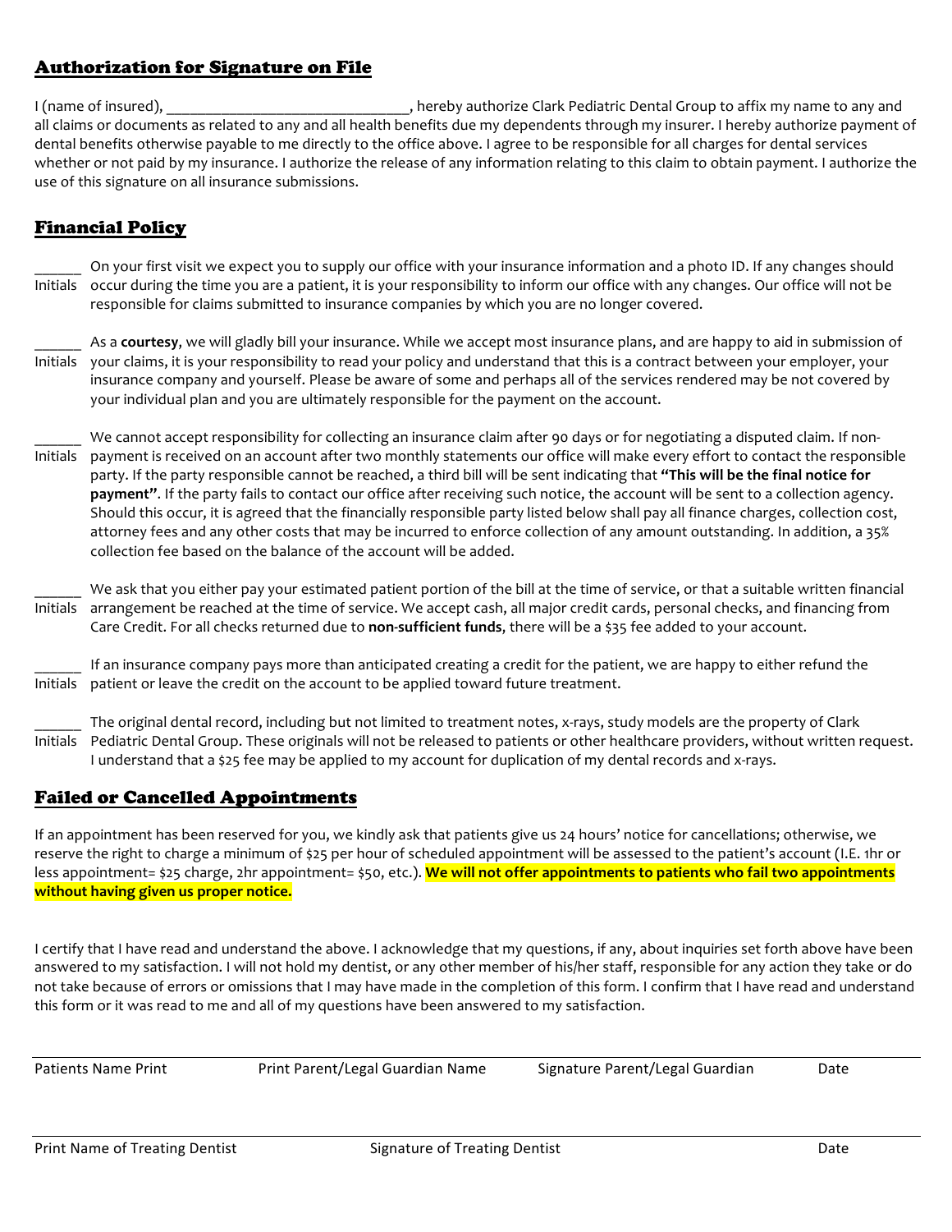## Authorization for Signature on File

I (name of insured), ______________________________, hereby authorize Clark Pediatric Dental Group to affix my name to any and all claims or documents as related to any and all health benefits due my dependents through my insurer. I hereby authorize payment of dental benefits otherwise payable to me directly to the office above. I agree to be responsible for all charges for dental services whether or not paid by my insurance. I authorize the release of any information relating to this claim to obtain payment. I authorize the use of this signature on all insurance submissions.

## Financial Policy

______ Initials — On your first visit we expect you to supply our office with your insurance information and a photo ID. If any changes should occur during the time you are a patient, it is your responsibility to inform our office with any changes. Our office will not be responsible for claims submitted to insurance companies by which you are no longer covered.

______ Initials — As a **courtesy**, we will gladly bill your insurance. While we accept most insurance plans, and are happy to aid in submission of your claims, it is your responsibility to read your policy and understand that this is a contract between your employer, your insurance company and yourself. Please be aware of some and perhaps all of the services rendered may be not covered by your individual plan and you are ultimately responsible for the payment on the account.

______ Initials — We cannot accept responsibility for collecting an insurance claim after 90 days or for negotiating a disputed claim. If non-payment is received on an account after two monthly statements our office will make every effort to contact the responsible party. If the party responsible cannot be reached, a third bill will be sent indicating that **"This will be the final notice for payment"**. If the party fails to contact our office after receiving such notice, the account will be sent to a collection agency. Should this occur, it is agreed that the financially responsible party listed below shall pay all finance charges, collection cost, attorney fees and any other costs that may be incurred to enforce collection of any amount outstanding. In addition, a 35% collection fee based on the balance of the account will be added.

______ Initials — We ask that you either pay your estimated patient portion of the bill at the time of service, or that a suitable written financial arrangement be reached at the time of service. We accept cash, all major credit cards, personal checks, and financing from Care Credit. For all checks returned due to **non-sufficient funds**, there will be a $35 fee added to your account.

______ Initials — If an insurance company pays more than anticipated creating a credit for the patient, we are happy to either refund the patient or leave the credit on the account to be applied toward future treatment.

______ Initials — The original dental record, including but not limited to treatment notes, x-rays, study models are the property of Clark Pediatric Dental Group. These originals will not be released to patients or other healthcare providers, without written request. I understand that a $25 fee may be applied to my account for duplication of my dental records and x-rays.

## Failed or Cancelled Appointments

If an appointment has been reserved for you, we kindly ask that patients give us 24 hours' notice for cancellations; otherwise, we reserve the right to charge a minimum of $25 per hour of scheduled appointment will be assessed to the patient's account (I.E. 1hr or less appointment= $25 charge, 2hr appointment= $50, etc.). **We will not offer appointments to patients who fail two appointments without having given us proper notice.**

I certify that I have read and understand the above. I acknowledge that my questions, if any, about inquiries set forth above have been answered to my satisfaction. I will not hold my dentist, or any other member of his/her staff, responsible for any action they take or do not take because of errors or omissions that I may have made in the completion of this form. I confirm that I have read and understand this form or it was read to me and all of my questions have been answered to my satisfaction.

______________________________________________________________________________

Patients Name Print    Print Parent/Legal Guardian Name    Signature Parent/Legal Guardian    Date

______________________________________________________________________________

Print Name of Treating Dentist    Signature of Treating Dentist    Date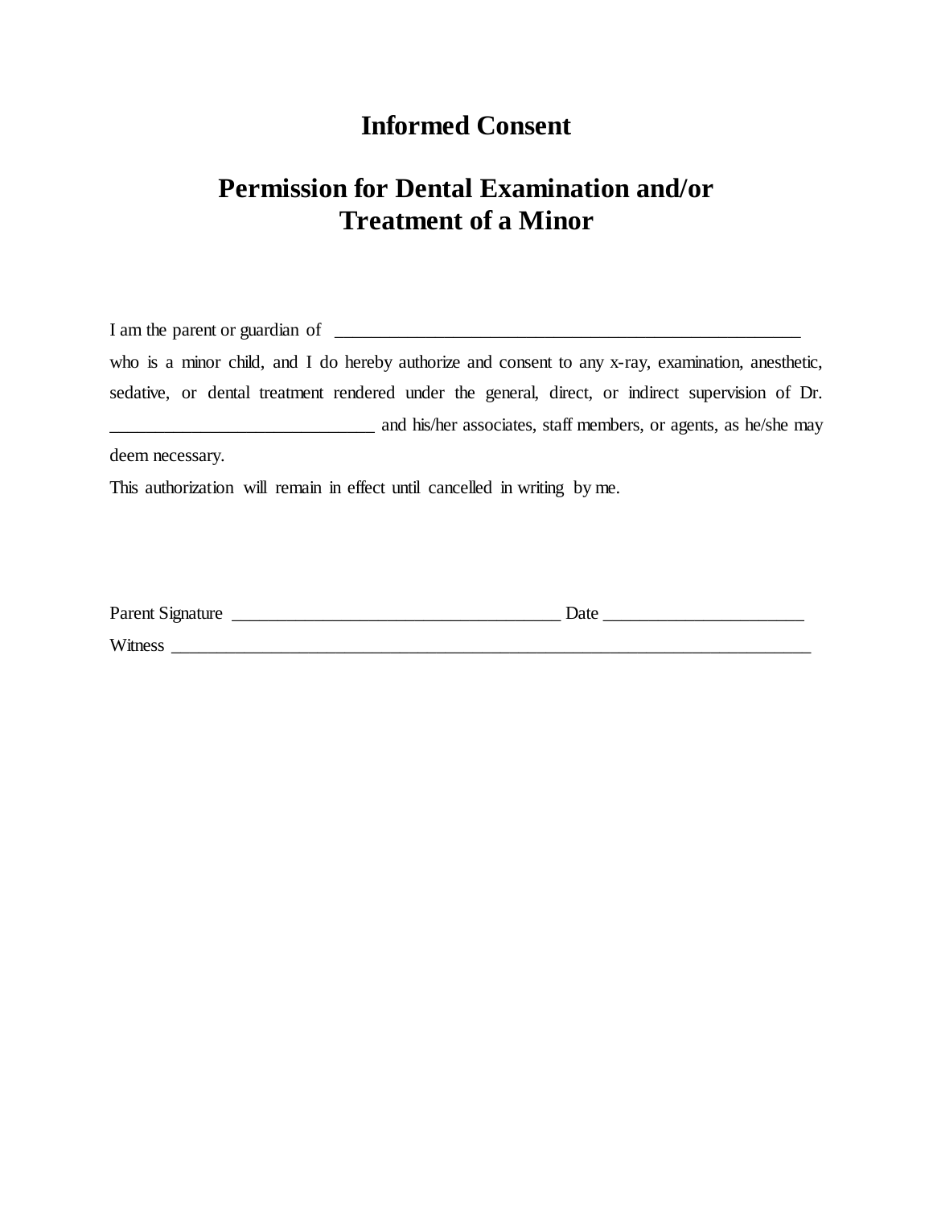# Informed Consent

## Permission for Dental Examination and/or Treatment of a Minor

I am the parent or guardian of ______________________________________________________

who is a minor child, and I do hereby authorize and consent to any x-ray, examination, anesthetic, sedative, or dental treatment rendered under the general, direct, or indirect supervision of Dr. ______________________________ and his/her associates, staff members, or agents, as he/she may deem necessary.

This authorization will remain in effect until cancelled in writing by me.

Parent Signature ______________________________________ Date ______________________

Witness ___________________________________________________________________________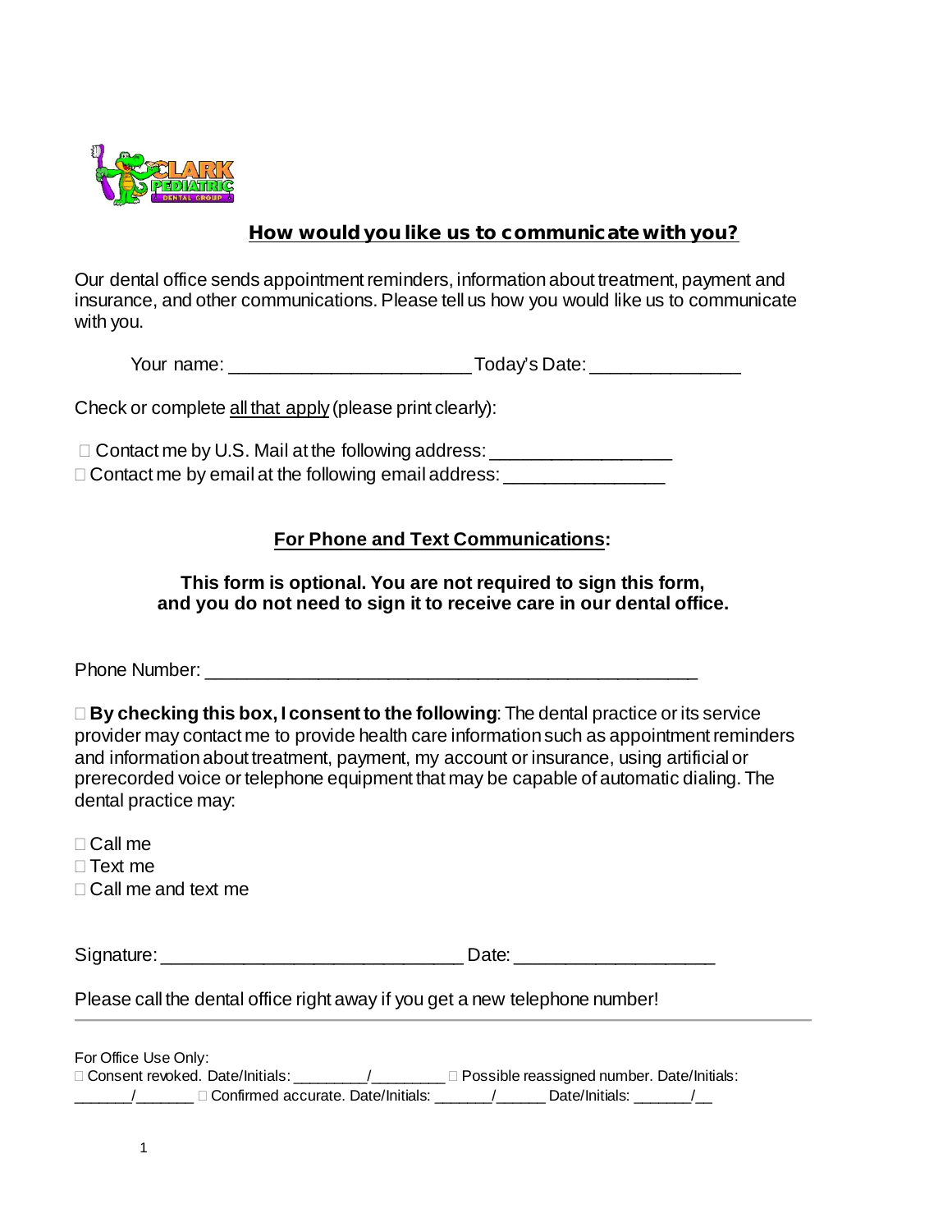## How would you like us to communicate with you?

Our dental office sends appointment reminders, information about treatment, payment and insurance, and other communications. Please tell us how you would like us to communicate with you.

Your name: ________________________ Today's Date: _______________

Check or complete all that apply (please print clearly):

☐ Contact me by U.S. Mail at the following address: __________________
☐ Contact me by email at the following email address: ________________

### For Phone and Text Communications:

**This form is optional. You are not required to sign this form, and you do not need to sign it to receive care in our dental office.**

Phone Number: _________________________________________________

☐ **By checking this box, I consent to the following**: The dental practice or its service provider may contact me to provide health care information such as appointment reminders and information about treatment, payment, my account or insurance, using artificial or prerecorded voice or telephone equipment that may be capable of automatic dialing. The dental practice may:

☐ Call me
☐ Text me
☐ Call me and text me

Signature: ______________________________ Date: ___________________

Please call the dental office right away if you get a new telephone number!

---

For Office Use Only:
☐ Consent revoked. Date/Initials: _________/_________ ☐ Possible reassigned number. Date/Initials: _______/_______ ☐ Confirmed accurate. Date/Initials: _______/______ Date/Initials: _______/__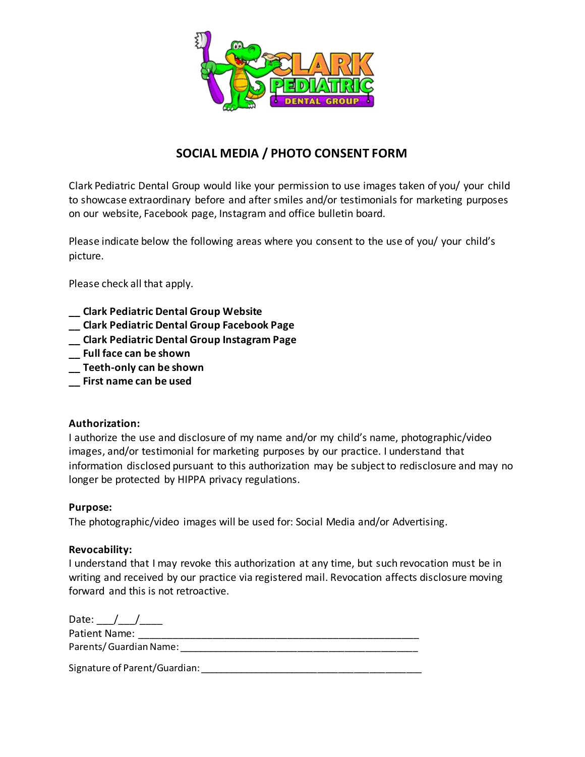# SOCIAL MEDIA / PHOTO CONSENT FORM

Clark Pediatric Dental Group would like your permission to use images taken of you/ your child to showcase extraordinary before and after smiles and/or testimonials for marketing purposes on our website, Facebook page, Instagram and office bulletin board.

Please indicate below the following areas where you consent to the use of you/ your child's picture.

Please check all that apply.

__ **Clark Pediatric Dental Group Website**
__ **Clark Pediatric Dental Group Facebook Page**
__ **Clark Pediatric Dental Group Instagram Page**
__ **Full face can be shown**
__ **Teeth-only can be shown**
__ **First name can be used**

**Authorization:**
I authorize the use and disclosure of my name and/or my child's name, photographic/video images, and/or testimonial for marketing purposes by our practice. I understand that information disclosed pursuant to this authorization may be subject to redisclosure and may no longer be protected by HIPPA privacy regulations.

**Purpose:**
The photographic/video images will be used for: Social Media and/or Advertising.

**Revocability:**
I understand that I may revoke this authorization at any time, but such revocation must be in writing and received by our practice via registered mail. Revocation affects disclosure moving forward and this is not retroactive.

Date: ___/___/____
Patient Name: ______________________________________________________
Parents/ Guardian Name: ______________________________________________

Signature of Parent/Guardian: __________________________________________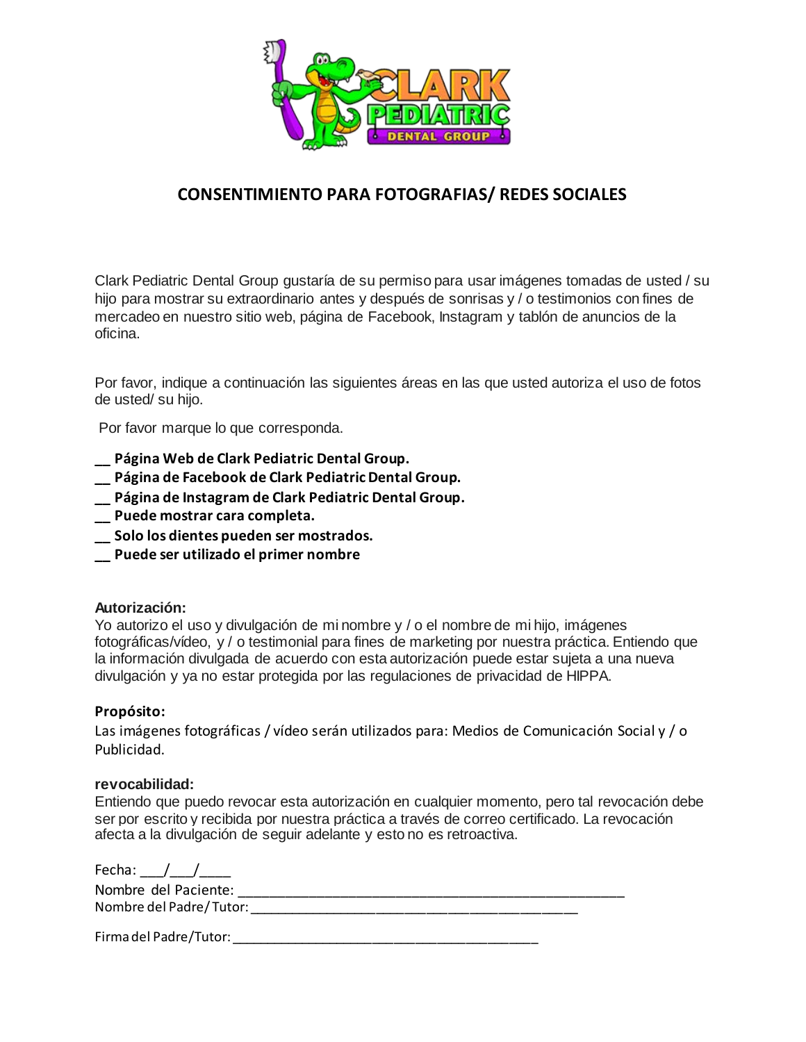# CONSENTIMIENTO PARA FOTOGRAFIAS/ REDES SOCIALES

Clark Pediatric Dental Group gustaría de su permiso para usar imágenes tomadas de usted / su hijo para mostrar su extraordinario antes y después de sonrisas y / o testimonios con fines de mercadeo en nuestro sitio web, página de Facebook, Instagram y tablón de anuncios de la oficina.

Por favor, indique a continuación las siguientes áreas en las que usted autoriza el uso de fotos de usted/ su hijo.

Por favor marque lo que corresponda.

**__ Página Web de Clark Pediatric Dental Group.**
**__ Página de Facebook de Clark Pediatric Dental Group.**
**__ Página de Instagram de Clark Pediatric Dental Group.**
**__ Puede mostrar cara completa.**
**__ Solo los dientes pueden ser mostrados.**
**__ Puede ser utilizado el primer nombre**

**Autorización:**
Yo autorizo el uso y divulgación de mi nombre y / o el nombre de mi hijo, imágenes fotográficas/vídeo, y / o testimonial para fines de marketing por nuestra práctica. Entiendo que la información divulgada de acuerdo con esta autorización puede estar sujeta a una nueva divulgación y ya no estar protegida por las regulaciones de privacidad de HIPPA.

**Propósito:**
Las imágenes fotográficas / vídeo serán utilizados para: Medios de Comunicación Social y / o Publicidad.

**revocabilidad:**
Entiendo que puedo revocar esta autorización en cualquier momento, pero tal revocación debe ser por escrito y recibida por nuestra práctica a través de correo certificado. La revocación afecta a la divulgación de seguir adelante y esto no es retroactiva.

Fecha: ___/___/____
Nombre del Paciente: ______________________________________________________
Nombre del Padre/ Tutor: ______________________________________________

Firma del Padre/Tutor: ___________________________________________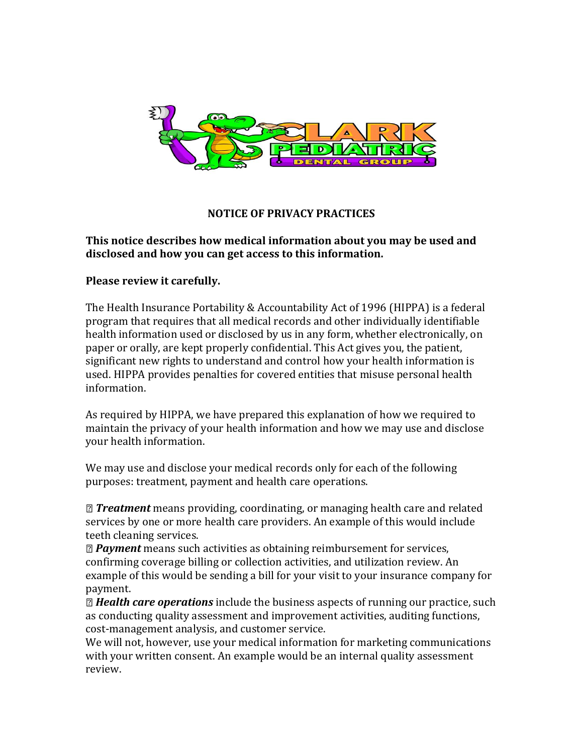# NOTICE OF PRIVACY PRACTICES

**This notice describes how medical information about you may be used and disclosed and how you can get access to this information.**

**Please review it carefully.**

The Health Insurance Portability & Accountability Act of 1996 (HIPPA) is a federal program that requires that all medical records and other individually identifiable health information used or disclosed by us in any form, whether electronically, on paper or orally, are kept properly confidential. This Act gives you, the patient, significant new rights to understand and control how your health information is used. HIPPA provides penalties for covered entities that misuse personal health information.

As required by HIPPA, we have prepared this explanation of how we required to maintain the privacy of your health information and how we may use and disclose your health information.

We may use and disclose your medical records only for each of the following purposes: treatment, payment and health care operations.

- ***Treatment*** means providing, coordinating, or managing health care and related services by one or more health care providers. An example of this would include teeth cleaning services.
- ***Payment*** means such activities as obtaining reimbursement for services, confirming coverage billing or collection activities, and utilization review. An example of this would be sending a bill for your visit to your insurance company for payment.
- ***Health care operations*** include the business aspects of running our practice, such as conducting quality assessment and improvement activities, auditing functions, cost-management analysis, and customer service.

We will not, however, use your medical information for marketing communications with your written consent. An example would be an internal quality assessment review.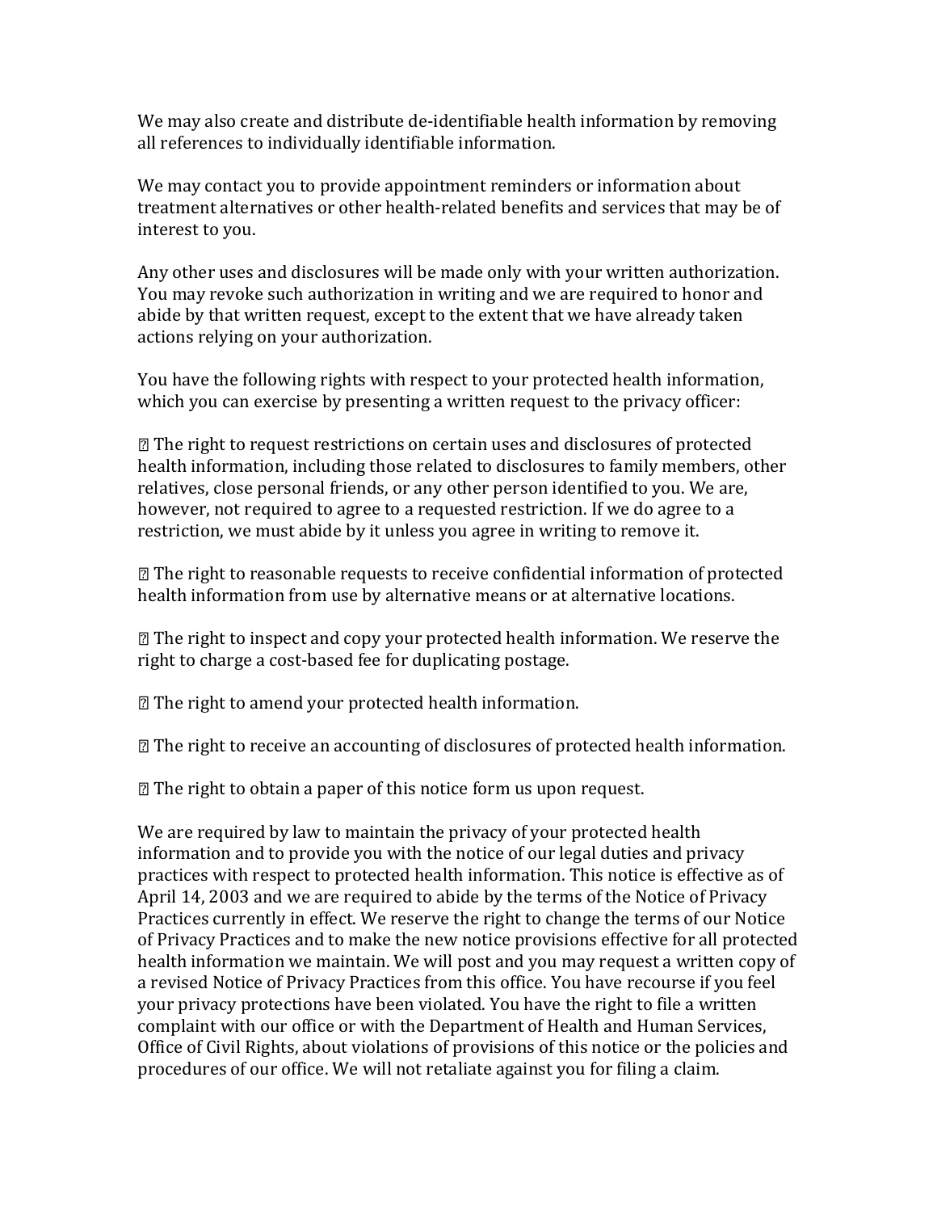We may also create and distribute de-identifiable health information by removing all references to individually identifiable information.

We may contact you to provide appointment reminders or information about treatment alternatives or other health-related benefits and services that may be of interest to you.

Any other uses and disclosures will be made only with your written authorization. You may revoke such authorization in writing and we are required to honor and abide by that written request, except to the extent that we have already taken actions relying on your authorization.

You have the following rights with respect to your protected health information, which you can exercise by presenting a written request to the privacy officer:

- The right to request restrictions on certain uses and disclosures of protected health information, including those related to disclosures to family members, other relatives, close personal friends, or any other person identified to you. We are, however, not required to agree to a requested restriction. If we do agree to a restriction, we must abide by it unless you agree in writing to remove it.

- The right to reasonable requests to receive confidential information of protected health information from use by alternative means or at alternative locations.

- The right to inspect and copy your protected health information. We reserve the right to charge a cost-based fee for duplicating postage.

- The right to amend your protected health information.

- The right to receive an accounting of disclosures of protected health information.

- The right to obtain a paper of this notice form us upon request.

We are required by law to maintain the privacy of your protected health information and to provide you with the notice of our legal duties and privacy practices with respect to protected health information. This notice is effective as of April 14, 2003 and we are required to abide by the terms of the Notice of Privacy Practices currently in effect. We reserve the right to change the terms of our Notice of Privacy Practices and to make the new notice provisions effective for all protected health information we maintain. We will post and you may request a written copy of a revised Notice of Privacy Practices from this office. You have recourse if you feel your privacy protections have been violated. You have the right to file a written complaint with our office or with the Department of Health and Human Services, Office of Civil Rights, about violations of provisions of this notice or the policies and procedures of our office. We will not retaliate against you for filing a claim.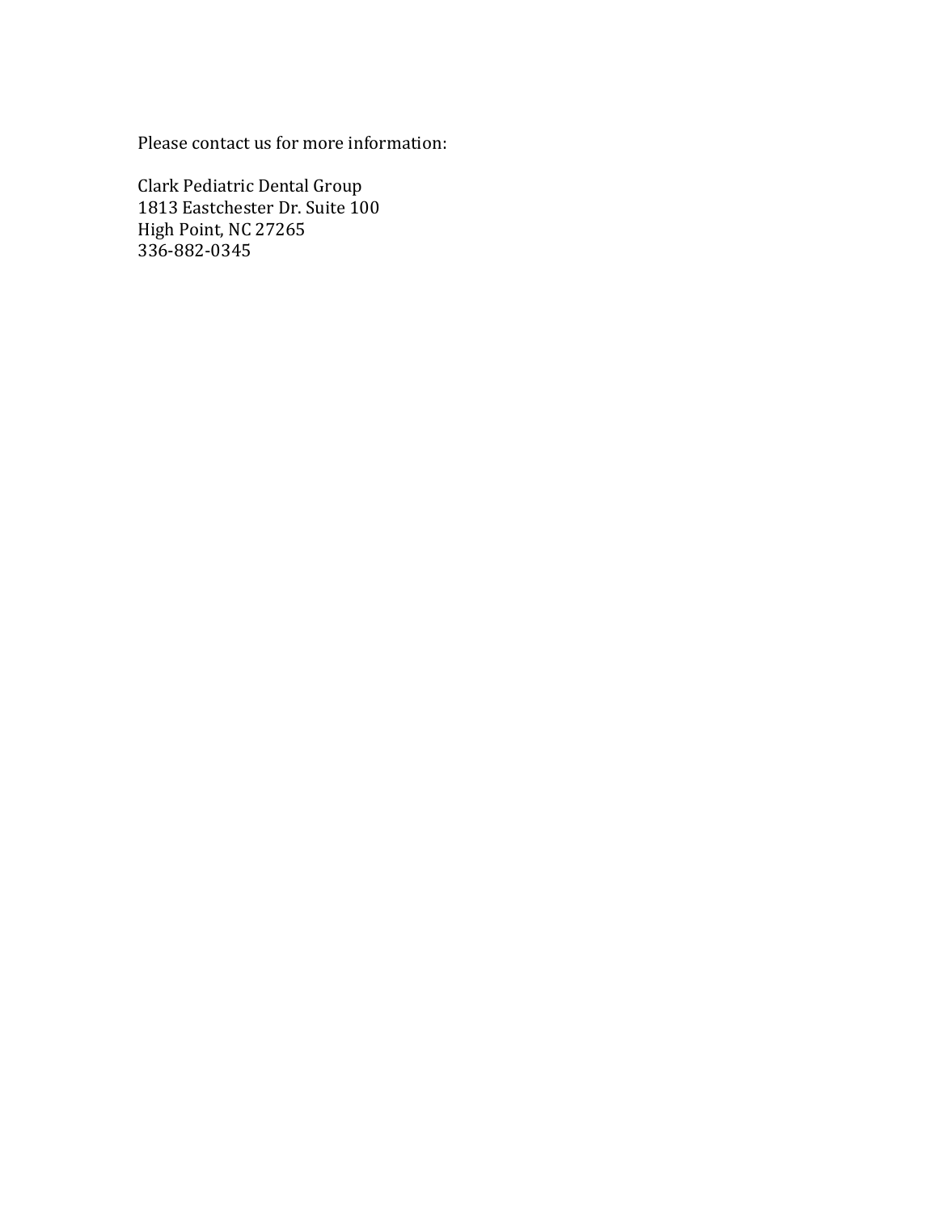Please contact us for more information:

Clark Pediatric Dental Group
1813 Eastchester Dr. Suite 100
High Point, NC 27265
336-882-0345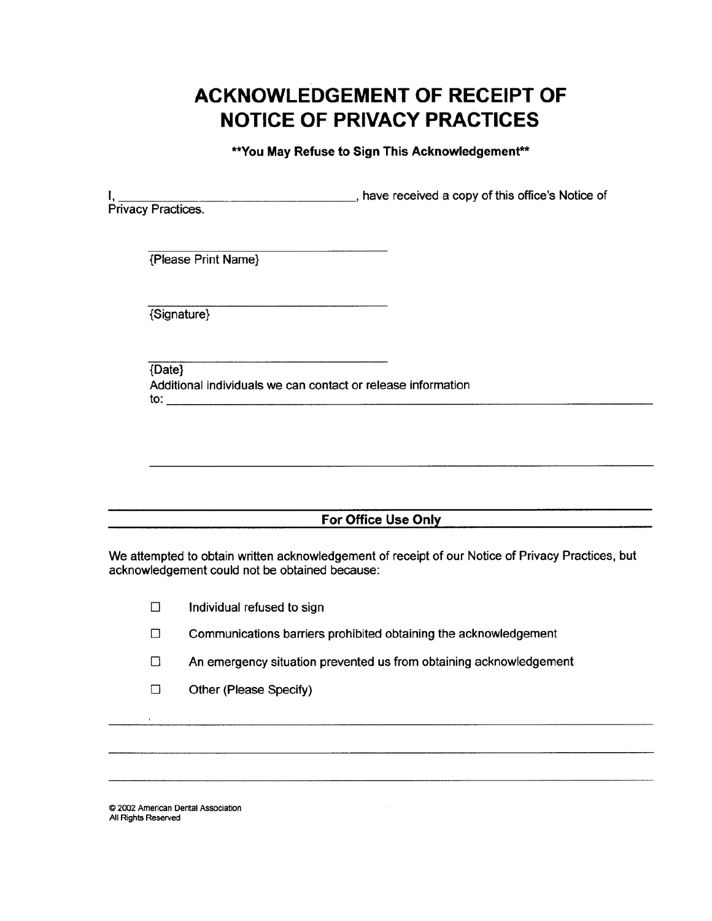# ACKNOWLEDGEMENT OF RECEIPT OF NOTICE OF PRIVACY PRACTICES

**\*\*You May Refuse to Sign This Acknowledgement\*\***

I, ___________________________________, have received a copy of this office's Notice of Privacy Practices.

___________________________________
{Please Print Name}

___________________________________
{Signature}

___________________________________
{Date}

Additional individuals we can contact or release information to: ___________________________________________________________

___________________________________________________________

## For Office Use Only

We attempted to obtain written acknowledgement of receipt of our Notice of Privacy Practices, but acknowledgement could not be obtained because:

- ☐ Individual refused to sign
- ☐ Communications barriers prohibited obtaining the acknowledgement
- ☐ An emergency situation prevented us from obtaining acknowledgement
- ☐ Other (Please Specify)

___________________________________________________________

___________________________________________________________

___________________________________________________________

© 2002 American Dental Association
All Rights Reserved